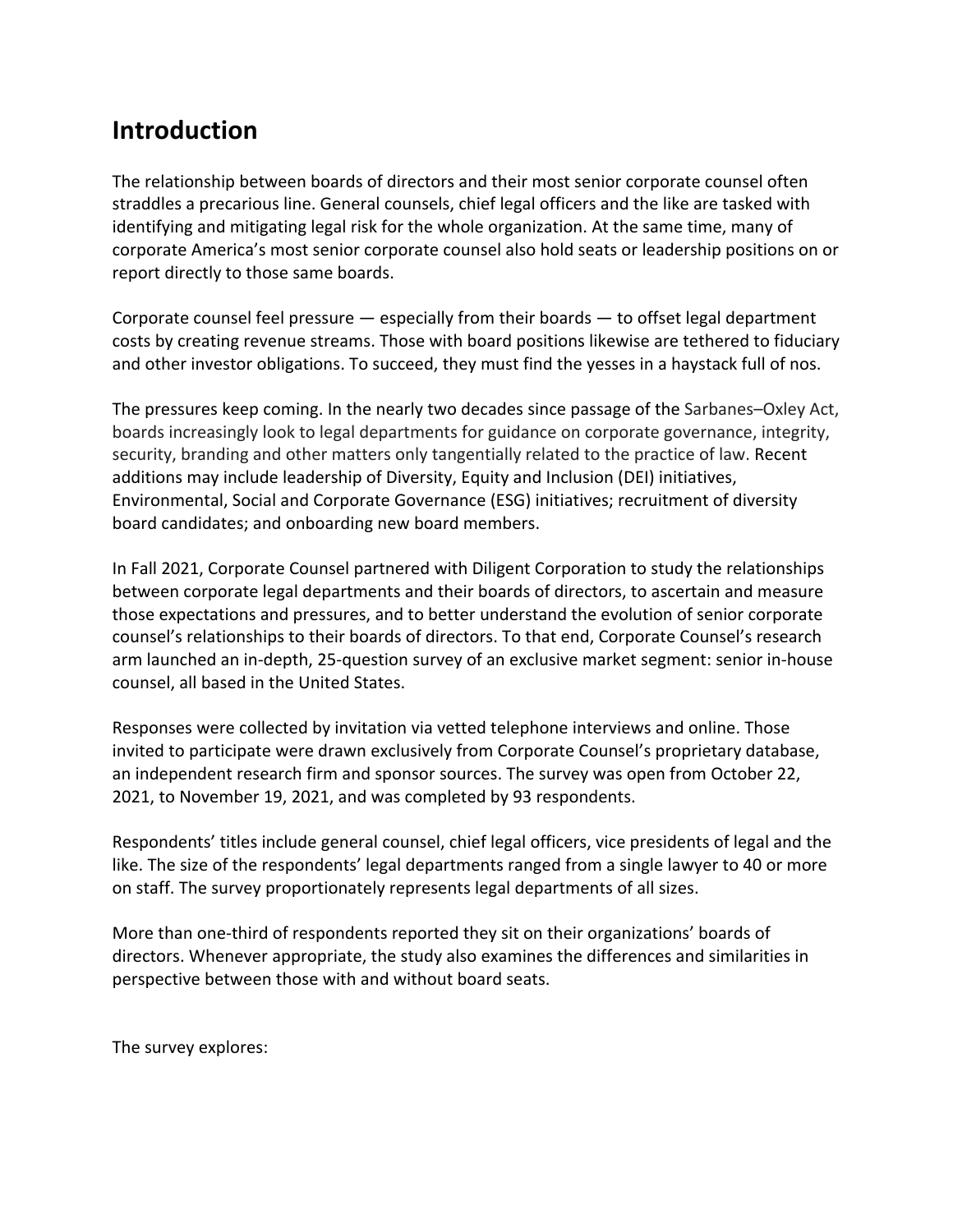## Introduction

The relationship between boards of directors and their most senior corporate counsel often straddles a precarious line. General counsels, chief legal officers and the like are tasked with identifying and mitigating legal risk for the whole organization. At the same time, many of corporate America's most senior corporate counsel also hold seats or leadership positions on or report directly to those same boards.

Corporate counsel feel pressure — especially from their boards — to offset legal department costs by creating revenue streams. Those with board positions likewise are tethered to fiduciary and other investor obligations. To succeed, they must find the yesses in a haystack full of nos.

The pressures keep coming. In the nearly two decades since passage of the Sarbanes–Oxley Act, boards increasingly look to legal departments for guidance on corporate governance, integrity, security, branding and other matters only tangentially related to the practice of law. Recent additions may include leadership of Diversity, Equity and Inclusion (DEI) initiatives, Environmental, Social and Corporate Governance (ESG) initiatives; recruitment of diversity board candidates; and onboarding new board members.

In Fall 2021, Corporate Counsel partnered with Diligent Corporation to study the relationships between corporate legal departments and their boards of directors, to ascertain and measure those expectations and pressures, and to better understand the evolution of senior corporate counsel's relationships to their boards of directors. To that end, Corporate Counsel's research arm launched an in-depth, 25-question survey of an exclusive market segment: senior in-house counsel, all based in the United States.

Responses were collected by invitation via vetted telephone interviews and online. Those invited to participate were drawn exclusively from Corporate Counsel's proprietary database, an independent research firm and sponsor sources. The survey was open from October 22, 2021, to November 19, 2021, and was completed by 93 respondents.

Respondents' titles include general counsel, chief legal officers, vice presidents of legal and the like. The size of the respondents' legal departments ranged from a single lawyer to 40 or more on staff. The survey proportionately represents legal departments of all sizes.

More than one-third of respondents reported they sit on their organizations' boards of directors. Whenever appropriate, the study also examines the differences and similarities in perspective between those with and without board seats.

The survey explores: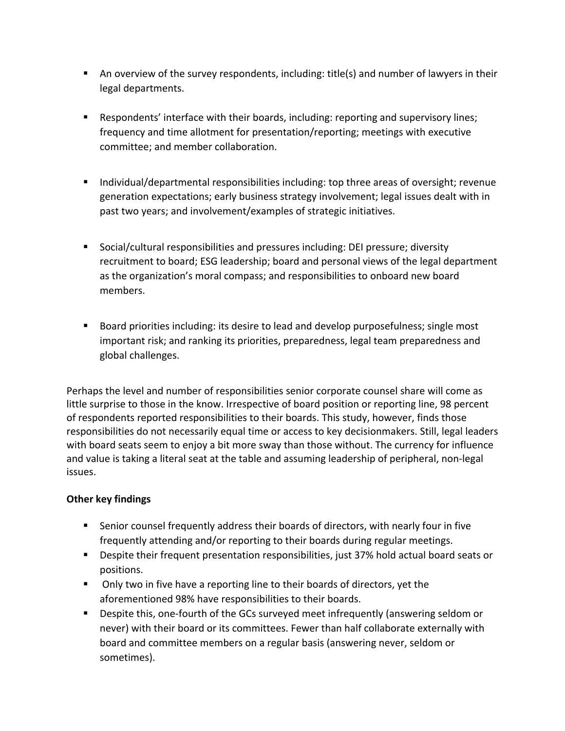- An overview of the survey respondents, including: title(s) and number of lawyers in their legal departments.

- Respondents' interface with their boards, including: reporting and supervisory lines; frequency and time allotment for presentation/reporting; meetings with executive committee; and member collaboration.

- Individual/departmental responsibilities including: top three areas of oversight; revenue generation expectations; early business strategy involvement; legal issues dealt with in past two years; and involvement/examples of strategic initiatives.

- Social/cultural responsibilities and pressures including: DEI pressure; diversity recruitment to board; ESG leadership; board and personal views of the legal department as the organization's moral compass; and responsibilities to onboard new board members.

- Board priorities including: its desire to lead and develop purposefulness; single most important risk; and ranking its priorities, preparedness, legal team preparedness and global challenges.

Perhaps the level and number of responsibilities senior corporate counsel share will come as little surprise to those in the know. Irrespective of board position or reporting line, 98 percent of respondents reported responsibilities to their boards. This study, however, finds those responsibilities do not necessarily equal time or access to key decisionmakers. Still, legal leaders with board seats seem to enjoy a bit more sway than those without. The currency for influence and value is taking a literal seat at the table and assuming leadership of peripheral, non-legal issues.

**Other key findings**

- Senior counsel frequently address their boards of directors, with nearly four in five frequently attending and/or reporting to their boards during regular meetings.
- Despite their frequent presentation responsibilities, just 37% hold actual board seats or positions.
- Only two in five have a reporting line to their boards of directors, yet the aforementioned 98% have responsibilities to their boards.
- Despite this, one-fourth of the GCs surveyed meet infrequently (answering seldom or never) with their board or its committees. Fewer than half collaborate externally with board and committee members on a regular basis (answering never, seldom or sometimes).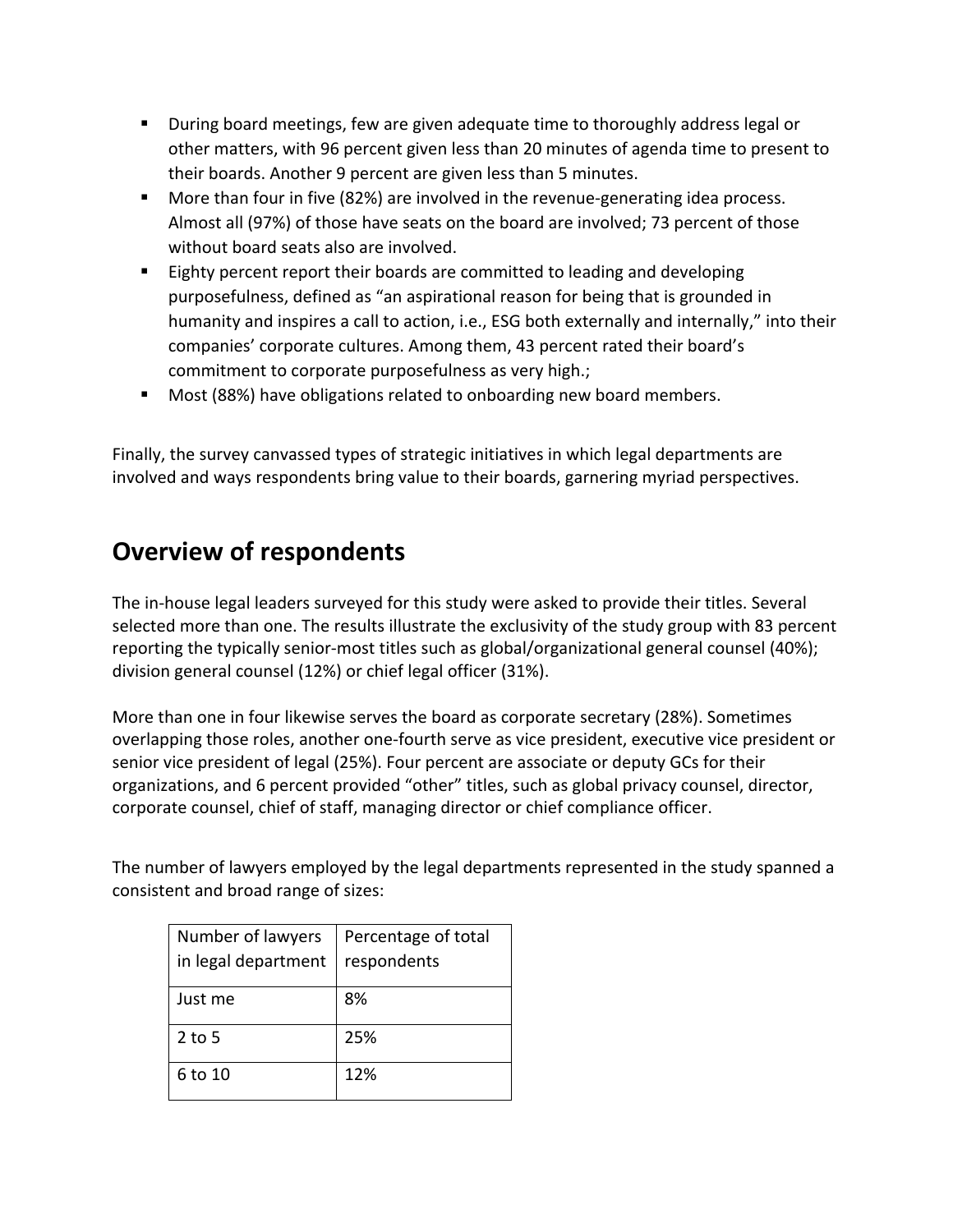- During board meetings, few are given adequate time to thoroughly address legal or other matters, with 96 percent given less than 20 minutes of agenda time to present to their boards. Another 9 percent are given less than 5 minutes.
- More than four in five (82%) are involved in the revenue-generating idea process. Almost all (97%) of those have seats on the board are involved; 73 percent of those without board seats also are involved.
- Eighty percent report their boards are committed to leading and developing purposefulness, defined as "an aspirational reason for being that is grounded in humanity and inspires a call to action, i.e., ESG both externally and internally," into their companies' corporate cultures. Among them, 43 percent rated their board's commitment to corporate purposefulness as very high.;
- Most (88%) have obligations related to onboarding new board members.

Finally, the survey canvassed types of strategic initiatives in which legal departments are involved and ways respondents bring value to their boards, garnering myriad perspectives.

## Overview of respondents

The in-house legal leaders surveyed for this study were asked to provide their titles. Several selected more than one. The results illustrate the exclusivity of the study group with 83 percent reporting the typically senior-most titles such as global/organizational general counsel (40%); division general counsel (12%) or chief legal officer (31%).

More than one in four likewise serves the board as corporate secretary (28%). Sometimes overlapping those roles, another one-fourth serve as vice president, executive vice president or senior vice president of legal (25%). Four percent are associate or deputy GCs for their organizations, and 6 percent provided "other" titles, such as global privacy counsel, director, corporate counsel, chief of staff, managing director or chief compliance officer.

The number of lawyers employed by the legal departments represented in the study spanned a consistent and broad range of sizes:

| Number of lawyers in legal department | Percentage of total respondents |
|---|---|
| Just me | 8% |
| 2 to 5 | 25% |
| 6 to 10 | 12% |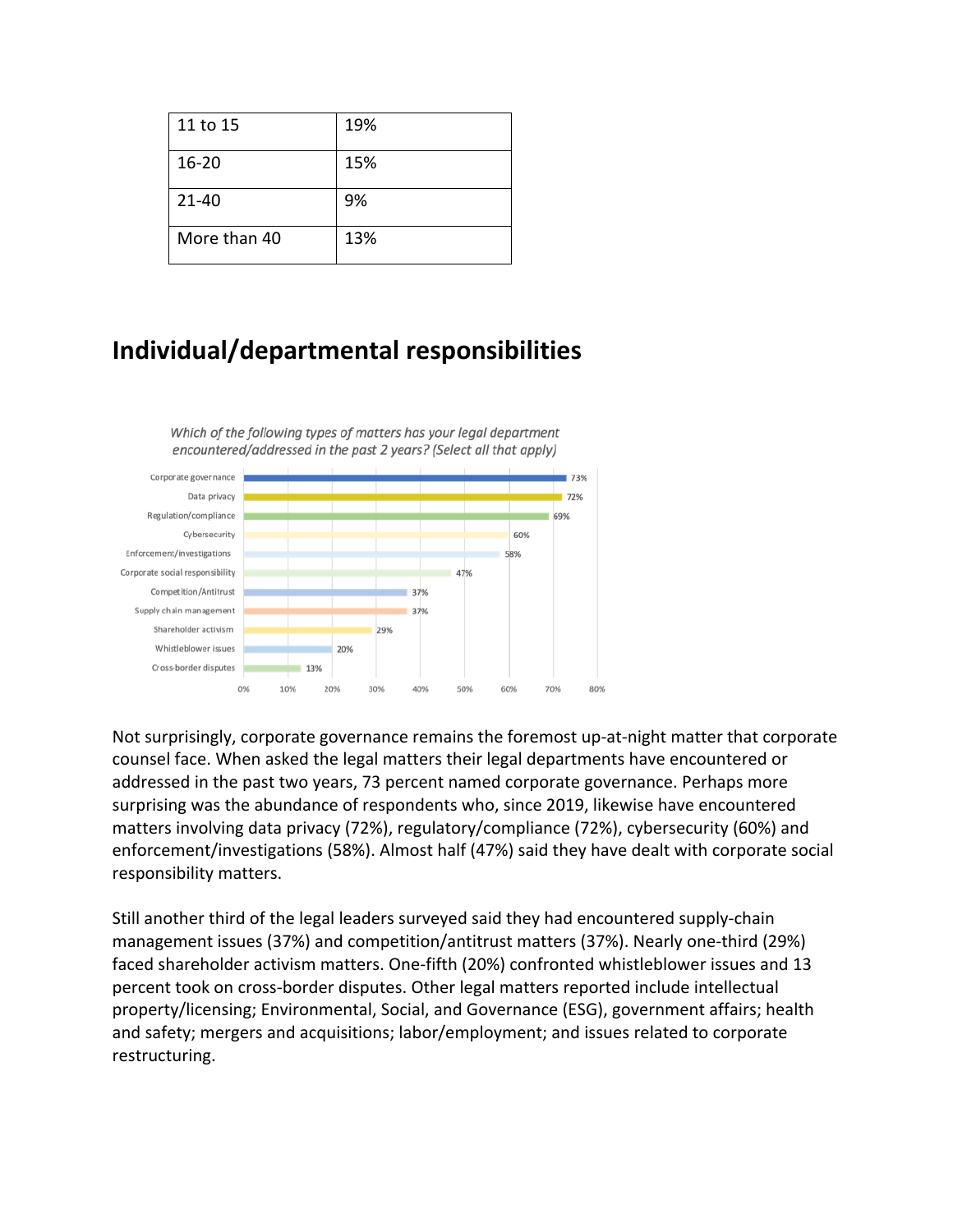| 11 to 15 | 19% |
|---|---|
| 16-20 | 15% |
| 21-40 | 9% |
| More than 40 | 13% |

## Individual/departmental responsibilities

*Which of the following types of matters has your legal department encountered/addressed in the past 2 years? (Select all that apply)*

| Matter | Percent |
|---|---|
| Corporate governance | 73% |
| Data privacy | 72% |
| Regulation/compliance | 69% |
| Cybersecurity | 60% |
| Enforcement/investigations | 58% |
| Corporate social responsibility | 47% |
| Competition/Antitrust | 37% |
| Supply chain management | 37% |
| Shareholder activism | 29% |
| Whistleblower issues | 20% |
| Cross-border disputes | 13% |

Not surprisingly, corporate governance remains the foremost up-at-night matter that corporate counsel face. When asked the legal matters their legal departments have encountered or addressed in the past two years, 73 percent named corporate governance. Perhaps more surprising was the abundance of respondents who, since 2019, likewise have encountered matters involving data privacy (72%), regulatory/compliance (72%), cybersecurity (60%) and enforcement/investigations (58%). Almost half (47%) said they have dealt with corporate social responsibility matters.

Still another third of the legal leaders surveyed said they had encountered supply-chain management issues (37%) and competition/antitrust matters (37%). Nearly one-third (29%) faced shareholder activism matters. One-fifth (20%) confronted whistleblower issues and 13 percent took on cross-border disputes. Other legal matters reported include intellectual property/licensing; Environmental, Social, and Governance (ESG), government affairs; health and safety; mergers and acquisitions; labor/employment; and issues related to corporate restructuring.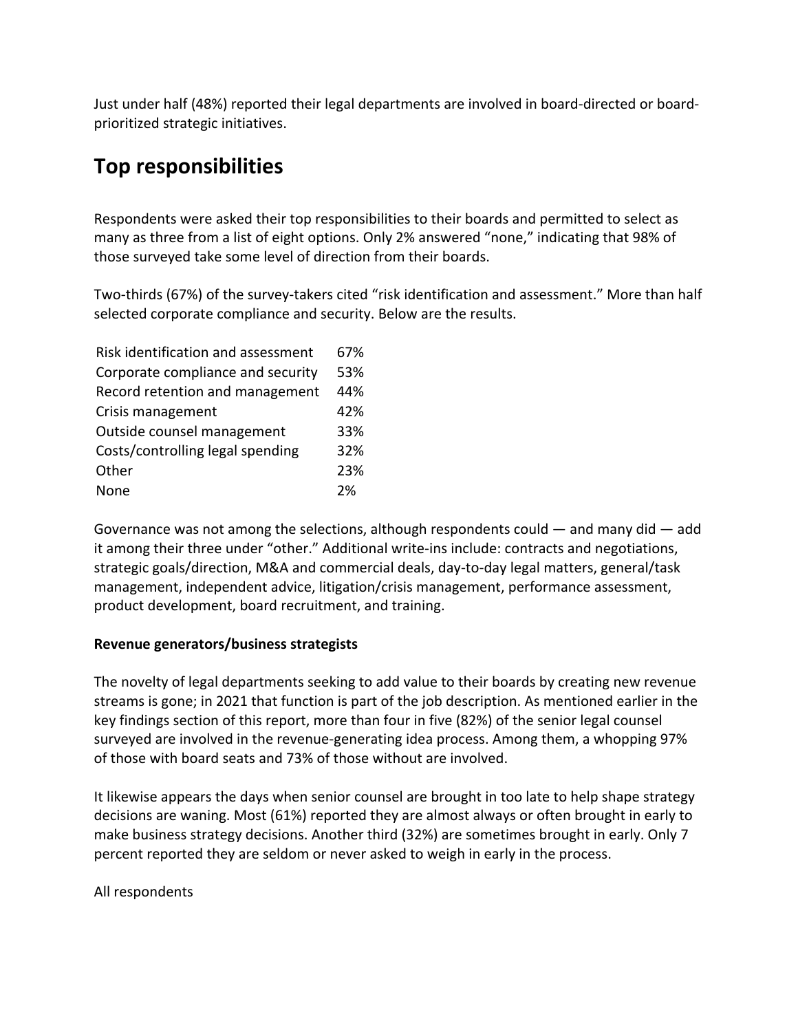Just under half (48%) reported their legal departments are involved in board-directed or board-prioritized strategic initiatives.

## Top responsibilities

Respondents were asked their top responsibilities to their boards and permitted to select as many as three from a list of eight options. Only 2% answered “none,” indicating that 98% of those surveyed take some level of direction from their boards.

Two-thirds (67%) of the survey-takers cited “risk identification and assessment.” More than half selected corporate compliance and security. Below are the results.

| Responsibility | Percentage |
| --- | --- |
| Risk identification and assessment | 67% |
| Corporate compliance and security | 53% |
| Record retention and management | 44% |
| Crisis management | 42% |
| Outside counsel management | 33% |
| Costs/controlling legal spending | 32% |
| Other | 23% |
| None | 2% |

Governance was not among the selections, although respondents could — and many did — add it among their three under “other.” Additional write-ins include: contracts and negotiations, strategic goals/direction, M&A and commercial deals, day-to-day legal matters, general/task management, independent advice, litigation/crisis management, performance assessment, product development, board recruitment, and training.

**Revenue generators/business strategists**

The novelty of legal departments seeking to add value to their boards by creating new revenue streams is gone; in 2021 that function is part of the job description. As mentioned earlier in the key findings section of this report, more than four in five (82%) of the senior legal counsel surveyed are involved in the revenue-generating idea process. Among them, a whopping 97% of those with board seats and 73% of those without are involved.

It likewise appears the days when senior counsel are brought in too late to help shape strategy decisions are waning. Most (61%) reported they are almost always or often brought in early to make business strategy decisions. Another third (32%) are sometimes brought in early. Only 7 percent reported they are seldom or never asked to weigh in early in the process.

All respondents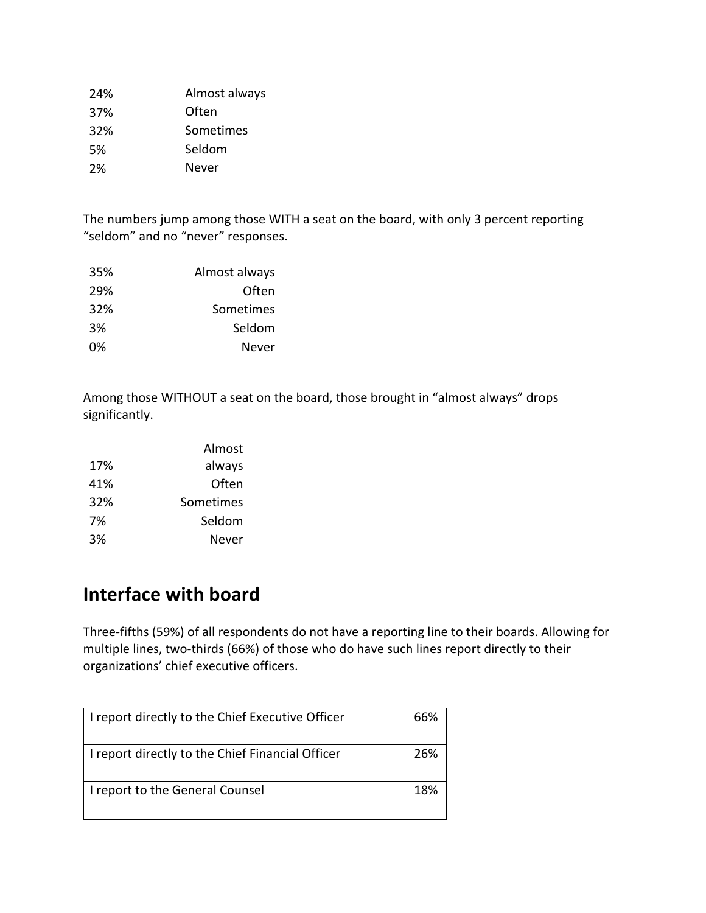| | |
|---|---|
| 24% | Almost always |
| 37% | Often |
| 32% | Sometimes |
| 5% | Seldom |
| 2% | Never |

The numbers jump among those WITH a seat on the board, with only 3 percent reporting “seldom” and no “never” responses.

| | |
|---|---|
| 35% | Almost always |
| 29% | Often |
| 32% | Sometimes |
| 3% | Seldom |
| 0% | Never |

Among those WITHOUT a seat on the board, those brought in “almost always” drops significantly.

| | |
|---|---|
| 17% | Almost always |
| 41% | Often |
| 32% | Sometimes |
| 7% | Seldom |
| 3% | Never |

## Interface with board

Three-fifths (59%) of all respondents do not have a reporting line to their boards. Allowing for multiple lines, two-thirds (66%) of those who do have such lines report directly to their organizations’ chief executive officers.

| | |
|---|---|
| I report directly to the Chief Executive Officer | 66% |
| I report directly to the Chief Financial Officer | 26% |
| I report to the General Counsel | 18% |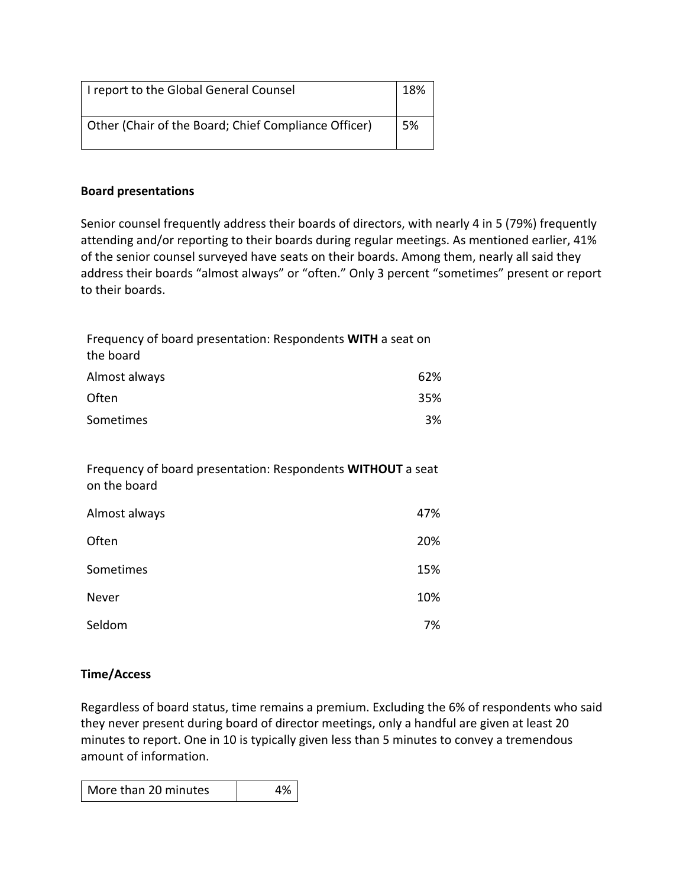| I report to the Global General Counsel | 18% |
|---|---|
| Other (Chair of the Board; Chief Compliance Officer) | 5% |

**Board presentations**

Senior counsel frequently address their boards of directors, with nearly 4 in 5 (79%) frequently attending and/or reporting to their boards during regular meetings. As mentioned earlier, 41% of the senior counsel surveyed have seats on their boards. Among them, nearly all said they address their boards “almost always” or “often.” Only 3 percent “sometimes” present or report to their boards.

| Frequency of board presentation: Respondents **WITH** a seat on the board | |
|---|---|
| Almost always | 62% |
| Often | 35% |
| Sometimes | 3% |

| Frequency of board presentation: Respondents **WITHOUT** a seat on the board | |
|---|---|
| Almost always | 47% |
| Often | 20% |
| Sometimes | 15% |
| Never | 10% |
| Seldom | 7% |

**Time/Access**

Regardless of board status, time remains a premium. Excluding the 6% of respondents who said they never present during board of director meetings, only a handful are given at least 20 minutes to report. One in 10 is typically given less than 5 minutes to convey a tremendous amount of information.

| More than 20 minutes | 4% |
|---|---|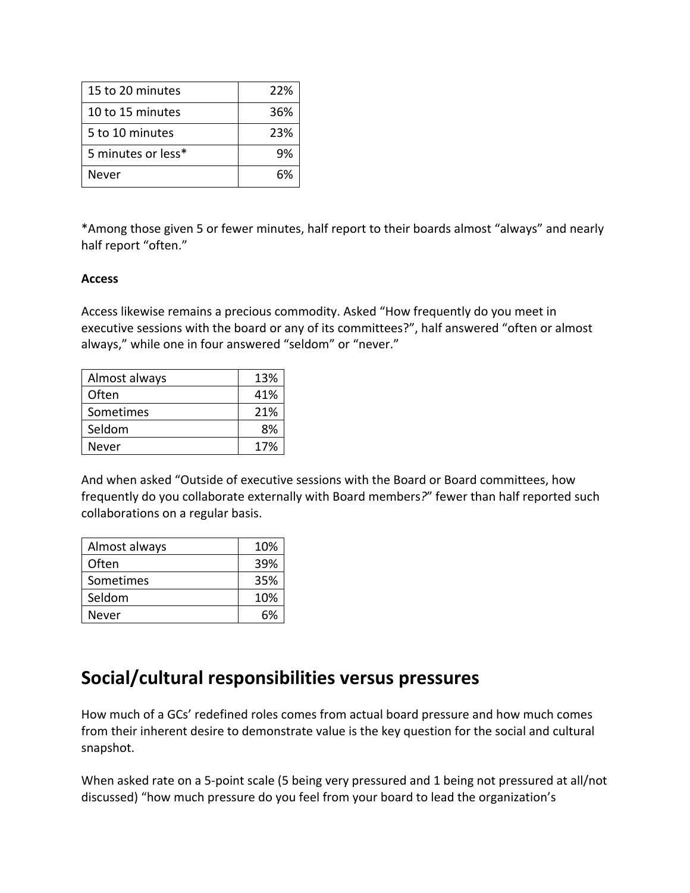| | |
|---|---|
| 15 to 20 minutes | 22% |
| 10 to 15 minutes | 36% |
| 5 to 10 minutes | 23% |
| 5 minutes or less* | 9% |
| Never | 6% |

*Among those given 5 or fewer minutes, half report to their boards almost "always" and nearly half report "often."

**Access**

Access likewise remains a precious commodity. Asked "How frequently do you meet in executive sessions with the board or any of its committees?", half answered "often or almost always," while one in four answered "seldom" or "never."

| | |
|---|---|
| Almost always | 13% |
| Often | 41% |
| Sometimes | 21% |
| Seldom | 8% |
| Never | 17% |

And when asked "Outside of executive sessions with the Board or Board committees, how frequently do you collaborate externally with Board members*?*" fewer than half reported such collaborations on a regular basis.

| | |
|---|---|
| Almost always | 10% |
| Often | 39% |
| Sometimes | 35% |
| Seldom | 10% |
| Never | 6% |

## Social/cultural responsibilities versus pressures

How much of a GCs' redefined roles comes from actual board pressure and how much comes from their inherent desire to demonstrate value is the key question for the social and cultural snapshot.

When asked rate on a 5-point scale (5 being very pressured and 1 being not pressured at all/not discussed) "how much pressure do you feel from your board to lead the organization's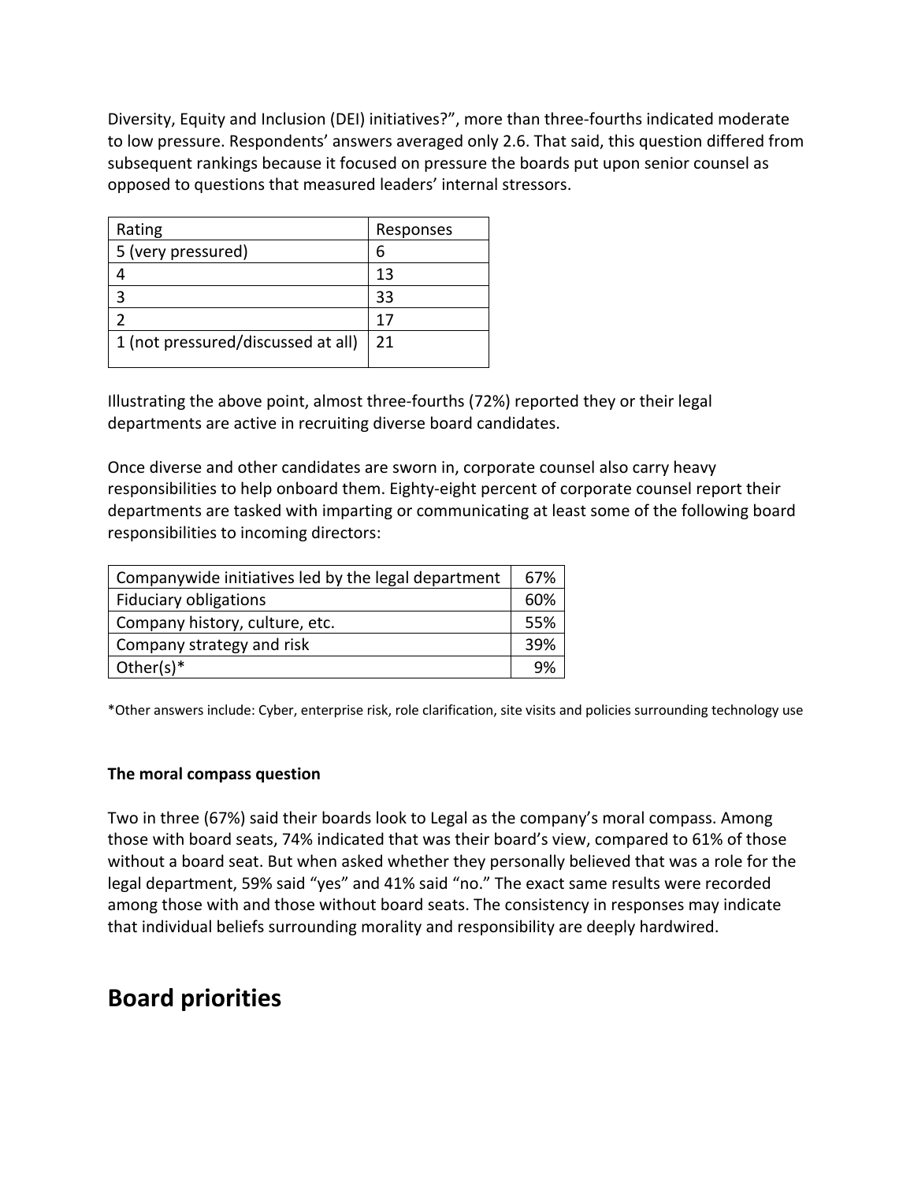Diversity, Equity and Inclusion (DEI) initiatives?", more than three-fourths indicated moderate to low pressure. Respondents' answers averaged only 2.6. That said, this question differed from subsequent rankings because it focused on pressure the boards put upon senior counsel as opposed to questions that measured leaders' internal stressors.

| Rating | Responses |
|---|---|
| 5 (very pressured) | 6 |
| 4 | 13 |
| 3 | 33 |
| 2 | 17 |
| 1 (not pressured/discussed at all) | 21 |

Illustrating the above point, almost three-fourths (72%) reported they or their legal departments are active in recruiting diverse board candidates.

Once diverse and other candidates are sworn in, corporate counsel also carry heavy responsibilities to help onboard them. Eighty-eight percent of corporate counsel report their departments are tasked with imparting or communicating at least some of the following board responsibilities to incoming directors:

| | |
|---|---|
| Companywide initiatives led by the legal department | 67% |
| Fiduciary obligations | 60% |
| Company history, culture, etc. | 55% |
| Company strategy and risk | 39% |
| Other(s)* | 9% |

*Other answers include: Cyber, enterprise risk, role clarification, site visits and policies surrounding technology use

**The moral compass question**

Two in three (67%) said their boards look to Legal as the company's moral compass. Among those with board seats, 74% indicated that was their board's view, compared to 61% of those without a board seat. But when asked whether they personally believed that was a role for the legal department, 59% said "yes" and 41% said "no." The exact same results were recorded among those with and those without board seats. The consistency in responses may indicate that individual beliefs surrounding morality and responsibility are deeply hardwired.

## Board priorities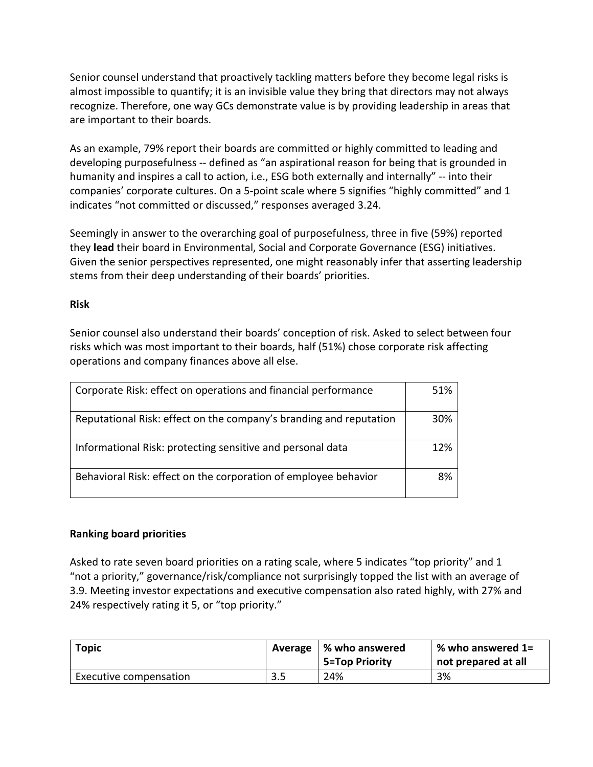Senior counsel understand that proactively tackling matters before they become legal risks is almost impossible to quantify; it is an invisible value they bring that directors may not always recognize. Therefore, one way GCs demonstrate value is by providing leadership in areas that are important to their boards.

As an example, 79% report their boards are committed or highly committed to leading and developing purposefulness -- defined as "an aspirational reason for being that is grounded in humanity and inspires a call to action, i.e., ESG both externally and internally" -- into their companies' corporate cultures. On a 5-point scale where 5 signifies "highly committed" and 1 indicates "not committed or discussed," responses averaged 3.24.

Seemingly in answer to the overarching goal of purposefulness, three in five (59%) reported they **lead** their board in Environmental, Social and Corporate Governance (ESG) initiatives. Given the senior perspectives represented, one might reasonably infer that asserting leadership stems from their deep understanding of their boards' priorities.

**Risk**

Senior counsel also understand their boards' conception of risk. Asked to select between four risks which was most important to their boards, half (51%) chose corporate risk affecting operations and company finances above all else.

| | |
|---|---|
| Corporate Risk: effect on operations and financial performance | 51% |
| Reputational Risk: effect on the company's branding and reputation | 30% |
| Informational Risk: protecting sensitive and personal data | 12% |
| Behavioral Risk: effect on the corporation of employee behavior | 8% |

**Ranking board priorities**

Asked to rate seven board priorities on a rating scale, where 5 indicates "top priority" and 1 "not a priority," governance/risk/compliance not surprisingly topped the list with an average of 3.9. Meeting investor expectations and executive compensation also rated highly, with 27% and 24% respectively rating it 5, or "top priority."

| Topic | Average | % who answered 5=Top Priority | % who answered 1= not prepared at all |
|---|---|---|---|
| Executive compensation | 3.5 | 24% | 3% |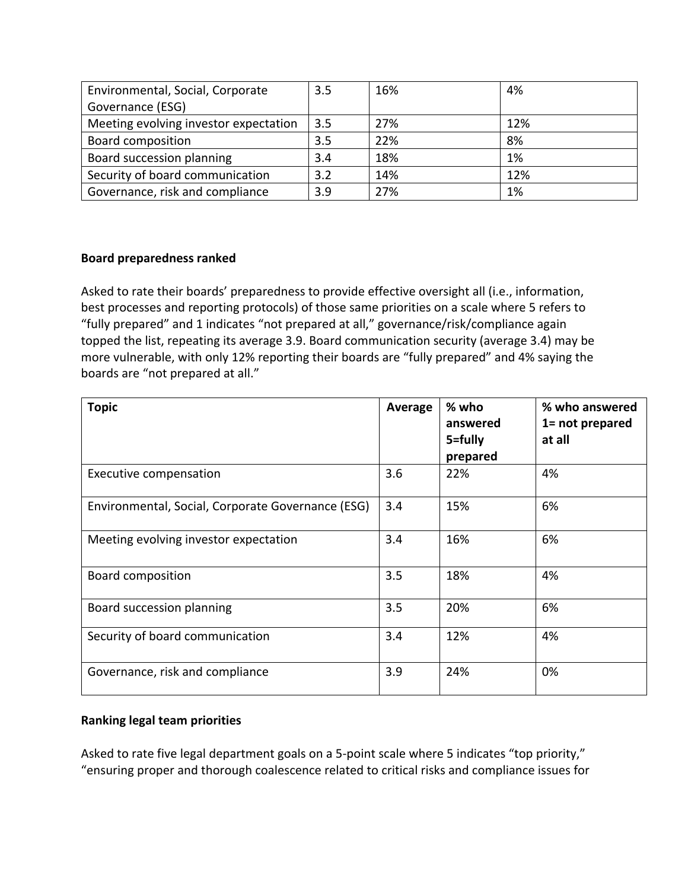| Environmental, Social, Corporate Governance (ESG) | 3.5 | 16% | 4% |
|---|---|---|---|
| Meeting evolving investor expectation | 3.5 | 27% | 12% |
| Board composition | 3.5 | 22% | 8% |
| Board succession planning | 3.4 | 18% | 1% |
| Security of board communication | 3.2 | 14% | 12% |
| Governance, risk and compliance | 3.9 | 27% | 1% |

**Board preparedness ranked**

Asked to rate their boards' preparedness to provide effective oversight all (i.e., information, best processes and reporting protocols) of those same priorities on a scale where 5 refers to "fully prepared" and 1 indicates "not prepared at all," governance/risk/compliance again topped the list, repeating its average 3.9. Board communication security (average 3.4) may be more vulnerable, with only 12% reporting their boards are "fully prepared" and 4% saying the boards are "not prepared at all."

| Topic | Average | % who answered 5=fully prepared | % who answered 1= not prepared at all |
|---|---|---|---|
| Executive compensation | 3.6 | 22% | 4% |
| Environmental, Social, Corporate Governance (ESG) | 3.4 | 15% | 6% |
| Meeting evolving investor expectation | 3.4 | 16% | 6% |
| Board composition | 3.5 | 18% | 4% |
| Board succession planning | 3.5 | 20% | 6% |
| Security of board communication | 3.4 | 12% | 4% |
| Governance, risk and compliance | 3.9 | 24% | 0% |

**Ranking legal team priorities**

Asked to rate five legal department goals on a 5-point scale where 5 indicates "top priority," "ensuring proper and thorough coalescence related to critical risks and compliance issues for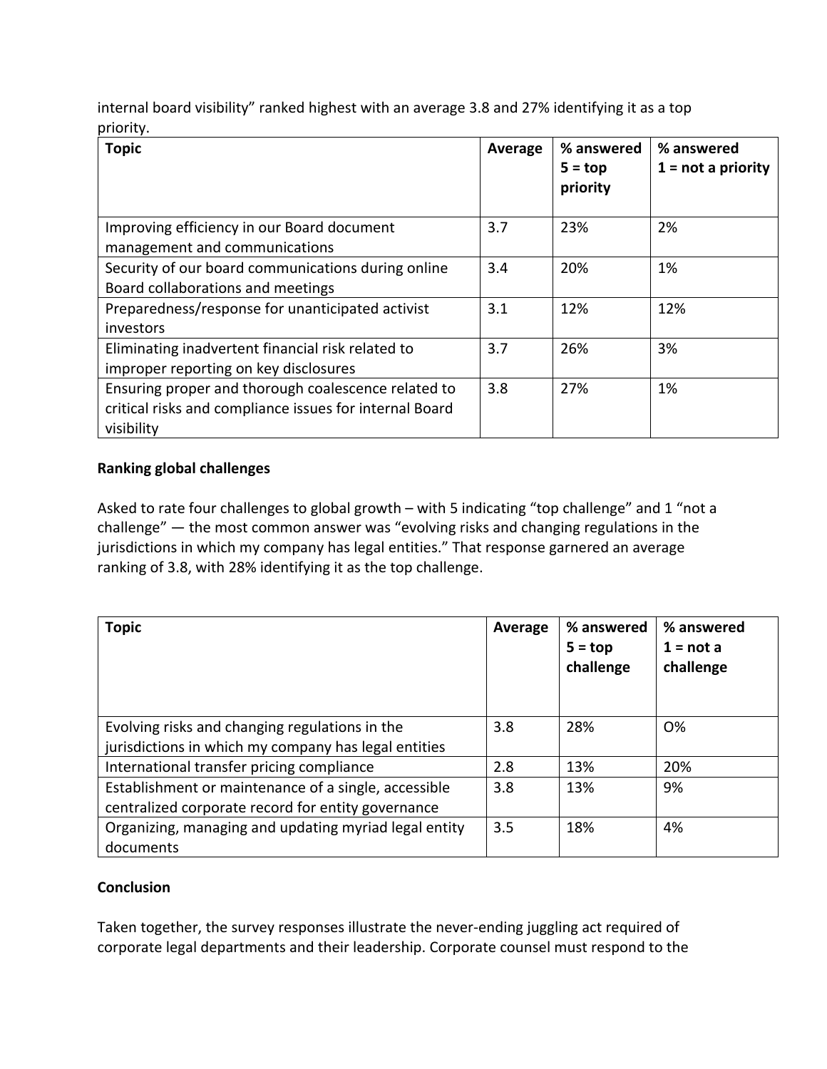internal board visibility" ranked highest with an average 3.8 and 27% identifying it as a top priority.

| Topic | Average | % answered 5 = top priority | % answered 1 = not a priority |
|---|---|---|---|
| Improving efficiency in our Board document management and communications | 3.7 | 23% | 2% |
| Security of our board communications during online Board collaborations and meetings | 3.4 | 20% | 1% |
| Preparedness/response for unanticipated activist investors | 3.1 | 12% | 12% |
| Eliminating inadvertent financial risk related to improper reporting on key disclosures | 3.7 | 26% | 3% |
| Ensuring proper and thorough coalescence related to critical risks and compliance issues for internal Board visibility | 3.8 | 27% | 1% |

**Ranking global challenges**

Asked to rate four challenges to global growth – with 5 indicating "top challenge" and 1 "not a challenge" — the most common answer was "evolving risks and changing regulations in the jurisdictions in which my company has legal entities." That response garnered an average ranking of 3.8, with 28% identifying it as the top challenge.

| Topic | Average | % answered 5 = top challenge | % answered 1 = not a challenge |
|---|---|---|---|
| Evolving risks and changing regulations in the jurisdictions in which my company has legal entities | 3.8 | 28% | O% |
| International transfer pricing compliance | 2.8 | 13% | 20% |
| Establishment or maintenance of a single, accessible centralized corporate record for entity governance | 3.8 | 13% | 9% |
| Organizing, managing and updating myriad legal entity documents | 3.5 | 18% | 4% |

**Conclusion**

Taken together, the survey responses illustrate the never-ending juggling act required of corporate legal departments and their leadership. Corporate counsel must respond to the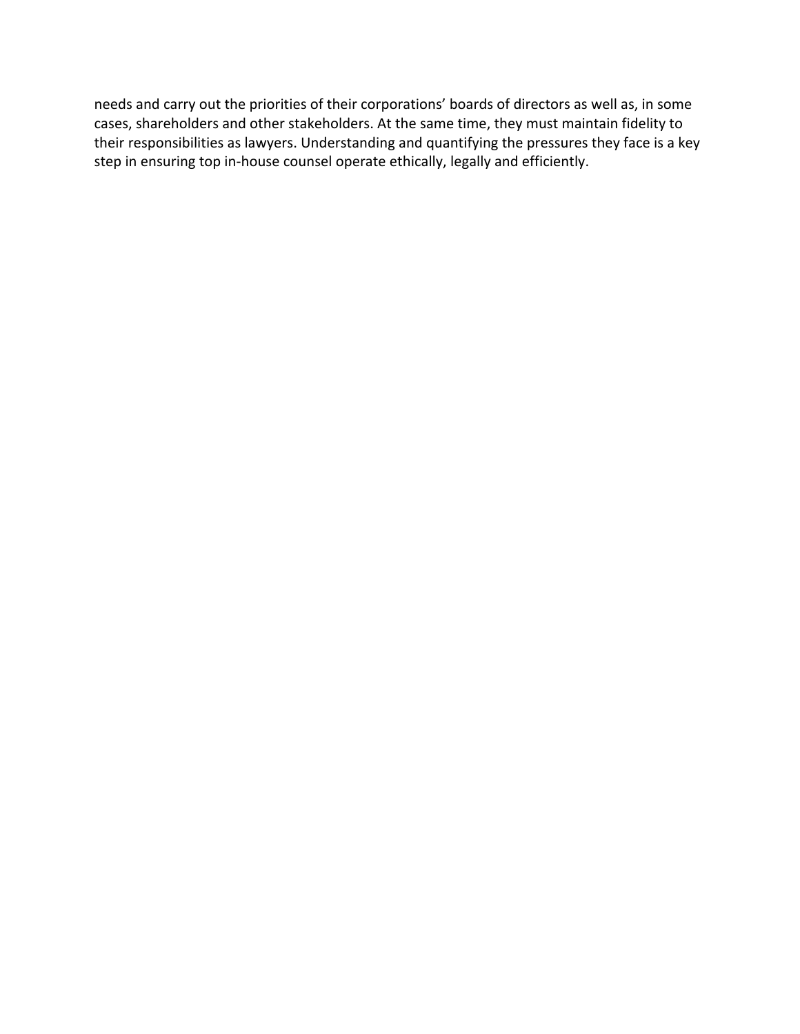needs and carry out the priorities of their corporations' boards of directors as well as, in some cases, shareholders and other stakeholders. At the same time, they must maintain fidelity to their responsibilities as lawyers. Understanding and quantifying the pressures they face is a key step in ensuring top in-house counsel operate ethically, legally and efficiently.